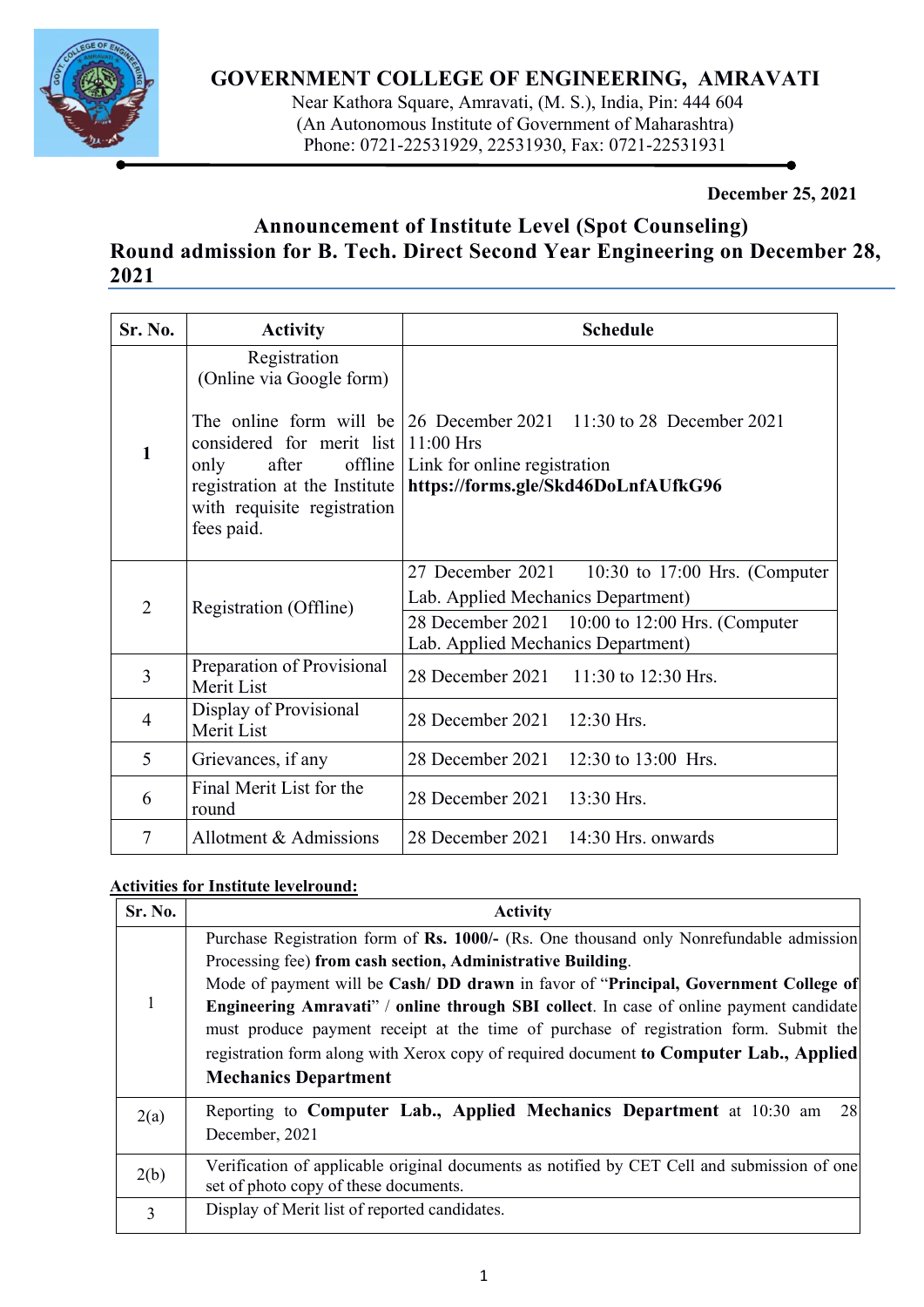# GOVERNMENT COLLEGE OF ENGINEERING, AMRAVATI

Near Kathora Square, Amravati, (M. S.), India, Pin: 444 604
(An Autonomous Institute of Government of Maharashtra)
Phone: 0721-22531929, 22531930, Fax: 0721-22531931

**December 25, 2021**

## Announcement of Institute Level (Spot Counseling) Round admission for B. Tech. Direct Second Year Engineering on December 28, 2021

| Sr. No. | Activity | Schedule |
|---|---|---|
| **1** | Registration (Online via Google form)<br><br>The online form will be considered for merit list only after offline registration at the Institute with requisite registration fees paid. | 26 December 2021 11:30 to 28 December 2021 11:00 Hrs<br>Link for online registration<br>**https://forms.gle/Skd46DoLnfAUfkG96** |
| 2 | Registration (Offline) | 27 December 2021 10:30 to 17:00 Hrs. (Computer Lab. Applied Mechanics Department)<br>28 December 2021 10:00 to 12:00 Hrs. (Computer Lab. Applied Mechanics Department) |
| 3 | Preparation of Provisional Merit List | 28 December 2021 11:30 to 12:30 Hrs. |
| 4 | Display of Provisional Merit List | 28 December 2021 12:30 Hrs. |
| 5 | Grievances, if any | 28 December 2021 12:30 to 13:00 Hrs. |
| 6 | Final Merit List for the round | 28 December 2021 13:30 Hrs. |
| 7 | Allotment & Admissions | 28 December 2021 14:30 Hrs. onwards |

**Activities for Institute levelround:**

| Sr. No. | Activity |
|---|---|
| 1 | Purchase Registration form of **Rs. 1000/-** (Rs. One thousand only Nonrefundable admission Processing fee) **from cash section, Administrative Building**.<br>Mode of payment will be **Cash/ DD drawn** in favor of "**Principal, Government College of Engineering Amravati**" / **online through SBI collect**. In case of online payment candidate must produce payment receipt at the time of purchase of registration form. Submit the registration form along with Xerox copy of required document **to Computer Lab., Applied Mechanics Department** |
| 2(a) | Reporting to **Computer Lab., Applied Mechanics Department** at 10:30 am 28 December, 2021 |
| 2(b) | Verification of applicable original documents as notified by CET Cell and submission of one set of photo copy of these documents. |
| 3 | Display of Merit list of reported candidates. |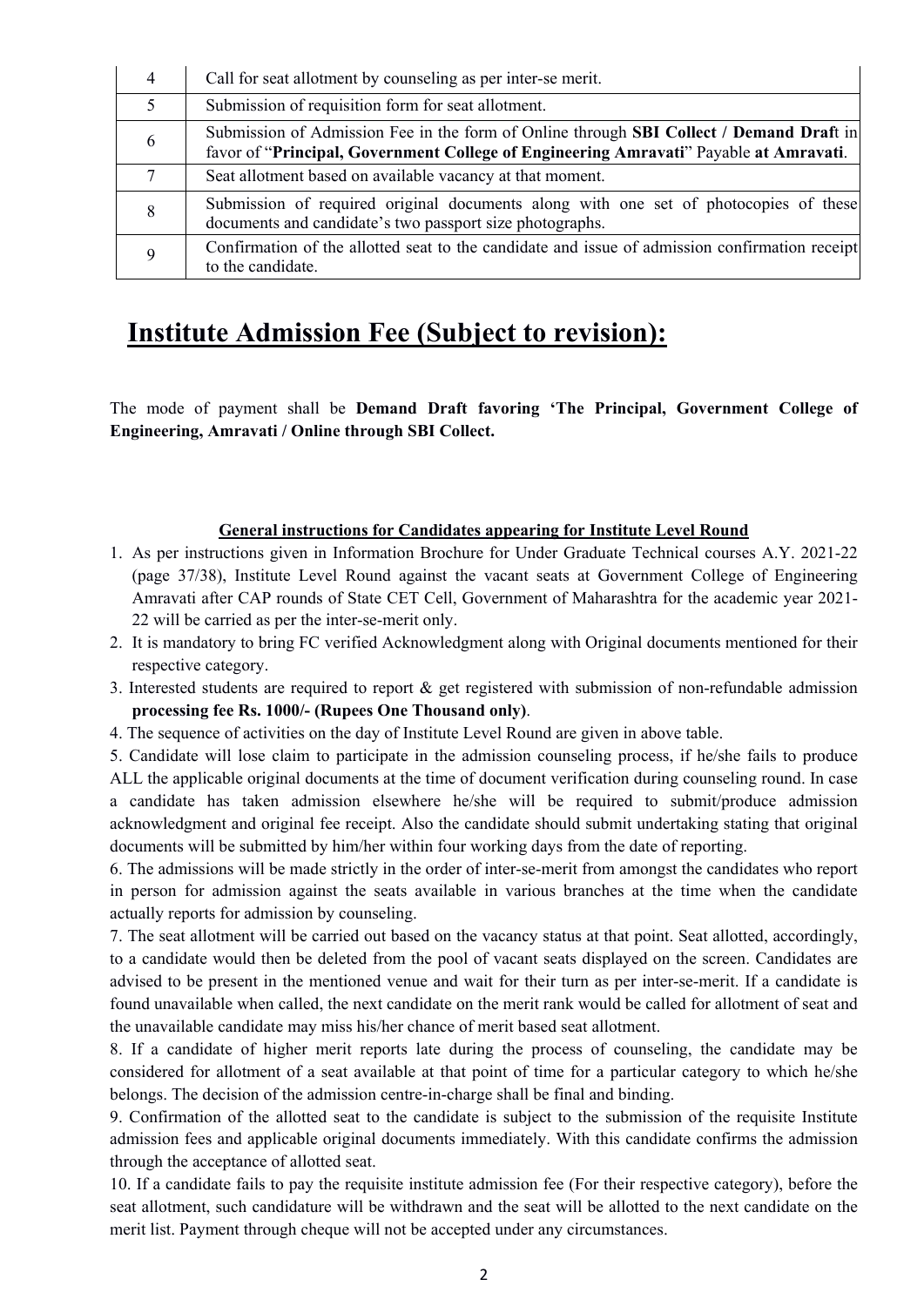| | |
|---|---|
| 4 | Call for seat allotment by counseling as per inter-se merit. |
| 5 | Submission of requisition form for seat allotment. |
| 6 | Submission of Admission Fee in the form of Online through **SBI Collect / Demand Draf**t in favor of "**Principal, Government College of Engineering Amravati**" Payable **at Amravati**. |
| 7 | Seat allotment based on available vacancy at that moment. |
| 8 | Submission of required original documents along with one set of photocopies of these documents and candidate's two passport size photographs. |
| 9 | Confirmation of the allotted seat to the candidate and issue of admission confirmation receipt to the candidate. |

## Institute Admission Fee (Subject to revision):

The mode of payment shall be **Demand Draft favoring 'The Principal, Government College of Engineering, Amravati / Online through SBI Collect.**

### General instructions for Candidates appearing for Institute Level Round

1. As per instructions given in Information Brochure for Under Graduate Technical courses A.Y. 2021-22 (page 37/38), Institute Level Round against the vacant seats at Government College of Engineering Amravati after CAP rounds of State CET Cell, Government of Maharashtra for the academic year 2021-22 will be carried as per the inter-se-merit only.
2. It is mandatory to bring FC verified Acknowledgment along with Original documents mentioned for their respective category.
3. Interested students are required to report & get registered with submission of non-refundable admission **processing fee Rs. 1000/- (Rupees One Thousand only)**.
4. The sequence of activities on the day of Institute Level Round are given in above table.
5. Candidate will lose claim to participate in the admission counseling process, if he/she fails to produce ALL the applicable original documents at the time of document verification during counseling round. In case a candidate has taken admission elsewhere he/she will be required to submit/produce admission acknowledgment and original fee receipt. Also the candidate should submit undertaking stating that original documents will be submitted by him/her within four working days from the date of reporting.
6. The admissions will be made strictly in the order of inter-se-merit from amongst the candidates who report in person for admission against the seats available in various branches at the time when the candidate actually reports for admission by counseling.
7. The seat allotment will be carried out based on the vacancy status at that point. Seat allotted, accordingly, to a candidate would then be deleted from the pool of vacant seats displayed on the screen. Candidates are advised to be present in the mentioned venue and wait for their turn as per inter-se-merit. If a candidate is found unavailable when called, the next candidate on the merit rank would be called for allotment of seat and the unavailable candidate may miss his/her chance of merit based seat allotment.
8. If a candidate of higher merit reports late during the process of counseling, the candidate may be considered for allotment of a seat available at that point of time for a particular category to which he/she belongs. The decision of the admission centre-in-charge shall be final and binding.
9. Confirmation of the allotted seat to the candidate is subject to the submission of the requisite Institute admission fees and applicable original documents immediately. With this candidate confirms the admission through the acceptance of allotted seat.
10. If a candidate fails to pay the requisite institute admission fee (For their respective category), before the seat allotment, such candidature will be withdrawn and the seat will be allotted to the next candidate on the merit list. Payment through cheque will not be accepted under any circumstances.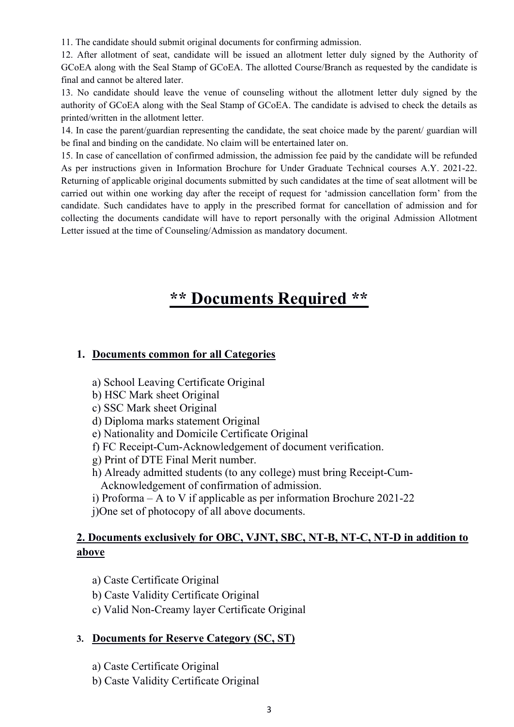11. The candidate should submit original documents for confirming admission.

12. After allotment of seat, candidate will be issued an allotment letter duly signed by the Authority of GCoEA along with the Seal Stamp of GCoEA. The allotted Course/Branch as requested by the candidate is final and cannot be altered later.

13. No candidate should leave the venue of counseling without the allotment letter duly signed by the authority of GCoEA along with the Seal Stamp of GCoEA. The candidate is advised to check the details as printed/written in the allotment letter.

14. In case the parent/guardian representing the candidate, the seat choice made by the parent/ guardian will be final and binding on the candidate. No claim will be entertained later on.

15. In case of cancellation of confirmed admission, the admission fee paid by the candidate will be refunded As per instructions given in Information Brochure for Under Graduate Technical courses A.Y. 2021-22. Returning of applicable original documents submitted by such candidates at the time of seat allotment will be carried out within one working day after the receipt of request for 'admission cancellation form' from the candidate. Such candidates have to apply in the prescribed format for cancellation of admission and for collecting the documents candidate will have to report personally with the original Admission Allotment Letter issued at the time of Counseling/Admission as mandatory document.

# ** Documents Required **

## 1. Documents common for all Categories

a) School Leaving Certificate Original
b) HSC Mark sheet Original
c) SSC Mark sheet Original
d) Diploma marks statement Original
e) Nationality and Domicile Certificate Original
f) FC Receipt-Cum-Acknowledgement of document verification.
g) Print of DTE Final Merit number.
h) Already admitted students (to any college) must bring Receipt-Cum-Acknowledgement of confirmation of admission.
i) Proforma – A to V if applicable as per information Brochure 2021-22
j)One set of photocopy of all above documents.

## 2. Documents exclusively for OBC, VJNT, SBC, NT-B, NT-C, NT-D in addition to above

a) Caste Certificate Original
b) Caste Validity Certificate Original
c) Valid Non-Creamy layer Certificate Original

## 3. Documents for Reserve Category (SC, ST)

a) Caste Certificate Original
b) Caste Validity Certificate Original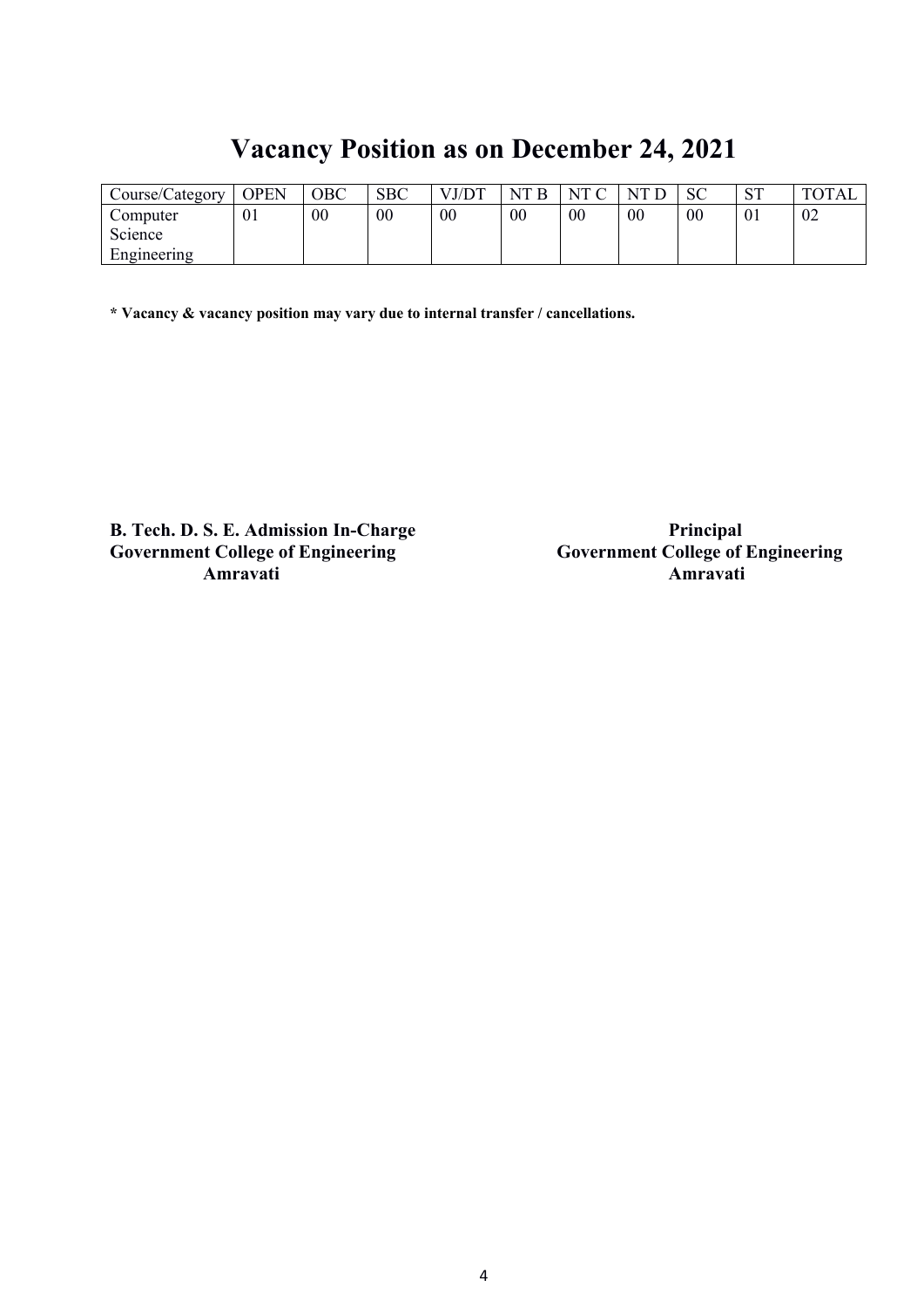# Vacancy Position as on December 24, 2021

| Course/Category | OPEN | OBC | SBC | VJ/DT | NT B | NT C | NT D | SC | ST | TOTAL |
|---|---|---|---|---|---|---|---|---|---|---|
| Computer Science Engineering | 01 | 00 | 00 | 00 | 00 | 00 | 00 | 00 | 01 | 02 |

**\* Vacancy & vacancy position may vary due to internal transfer / cancellations.**

**B. Tech. D. S. E. Admission In-Charge**
**Government College of Engineering**
**Amravati**

**Principal**
**Government College of Engineering**
**Amravati**